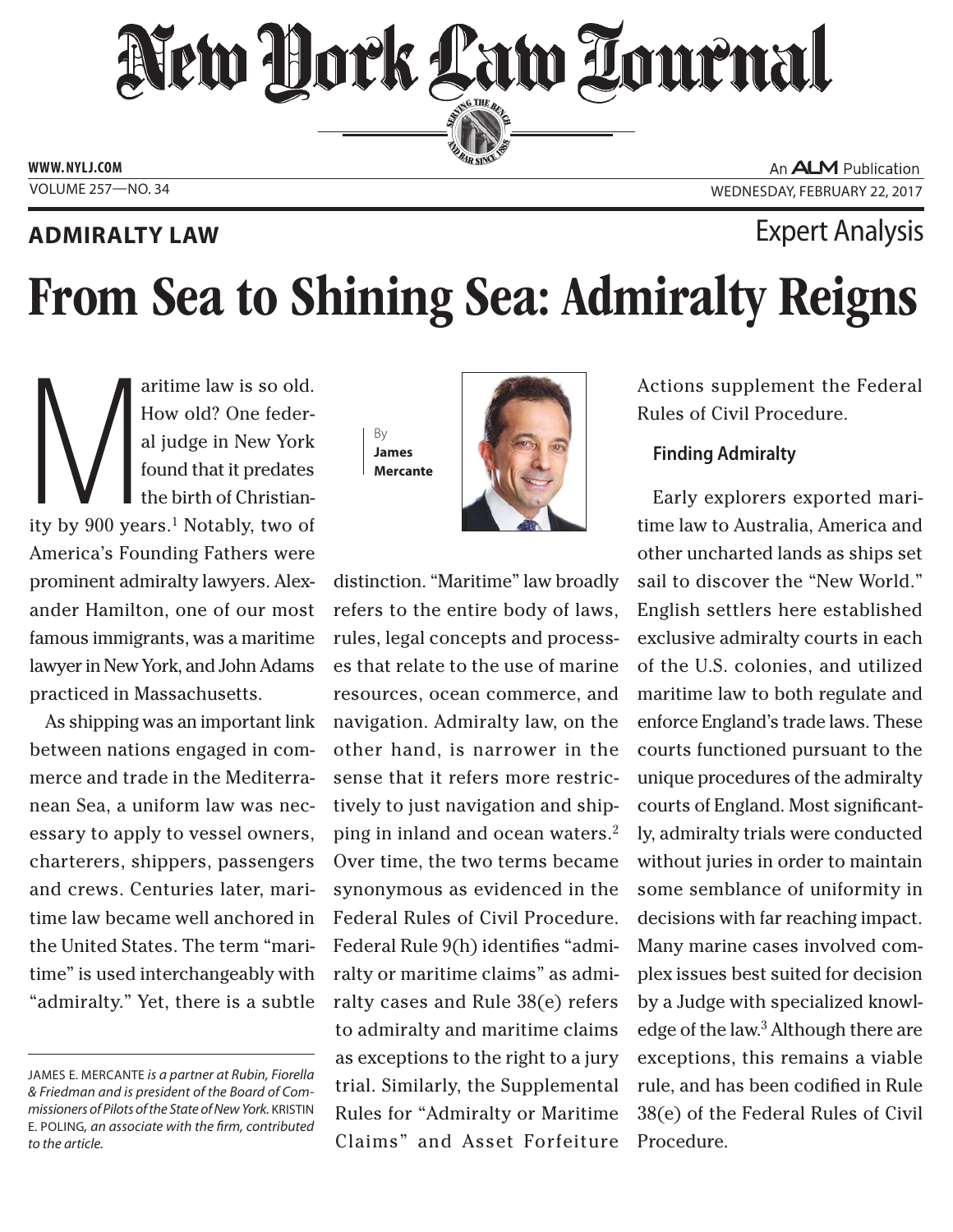# New York Law Journal

ADMIRALTY LAW

Expert Analysis

# From Sea to Shining Sea: Admiralty Reigns

By **James Mercante**

Maritime law is so old. How old? One federal judge in New York found that it predates the birth of Christianity by 900 years.[1] Notably, two of America's Founding Fathers were prominent admiralty lawyers. Alexander Hamilton, one of our most famous immigrants, was a maritime lawyer in New York, and John Adams practiced in Massachusetts.

As shipping was an important link between nations engaged in commerce and trade in the Mediterranean Sea, a uniform law was necessary to apply to vessel owners, charterers, shippers, passengers and crews. Centuries later, maritime law became well anchored in the United States. The term "maritime" is used interchangeably with "admiralty." Yet, there is a subtle distinction. "Maritime" law broadly refers to the entire body of laws, rules, legal concepts and processes that relate to the use of marine resources, ocean commerce, and navigation. Admiralty law, on the other hand, is narrower in the sense that it refers more restrictively to just navigation and shipping in inland and ocean waters.[2] Over time, the two terms became synonymous as evidenced in the Federal Rules of Civil Procedure. Federal Rule 9(h) identifies "admiralty or maritime claims" as admiralty cases and Rule 38(e) refers to admiralty and maritime claims as exceptions to the right to a jury trial. Similarly, the Supplemental Rules for "Admiralty or Maritime Claims" and Asset Forfeiture Actions supplement the Federal Rules of Civil Procedure.

### Finding Admiralty

Early explorers exported maritime law to Australia, America and other uncharted lands as ships set sail to discover the "New World." English settlers here established exclusive admiralty courts in each of the U.S. colonies, and utilized maritime law to both regulate and enforce England's trade laws. These courts functioned pursuant to the unique procedures of the admiralty courts of England. Most significantly, admiralty trials were conducted without juries in order to maintain some semblance of uniformity in decisions with far reaching impact. Many marine cases involved complex issues best suited for decision by a Judge with specialized knowledge of the law.[3] Although there are exceptions, this remains a viable rule, and has been codified in Rule 38(e) of the Federal Rules of Civil Procedure.

---

JAMES E. MERCANTE *is a partner at Rubin, Fiorella & Friedman and is president of the Board of Commissioners of Pilots of the State of New York.* KRISTIN E. POLING, *an associate with the firm, contributed to the article.*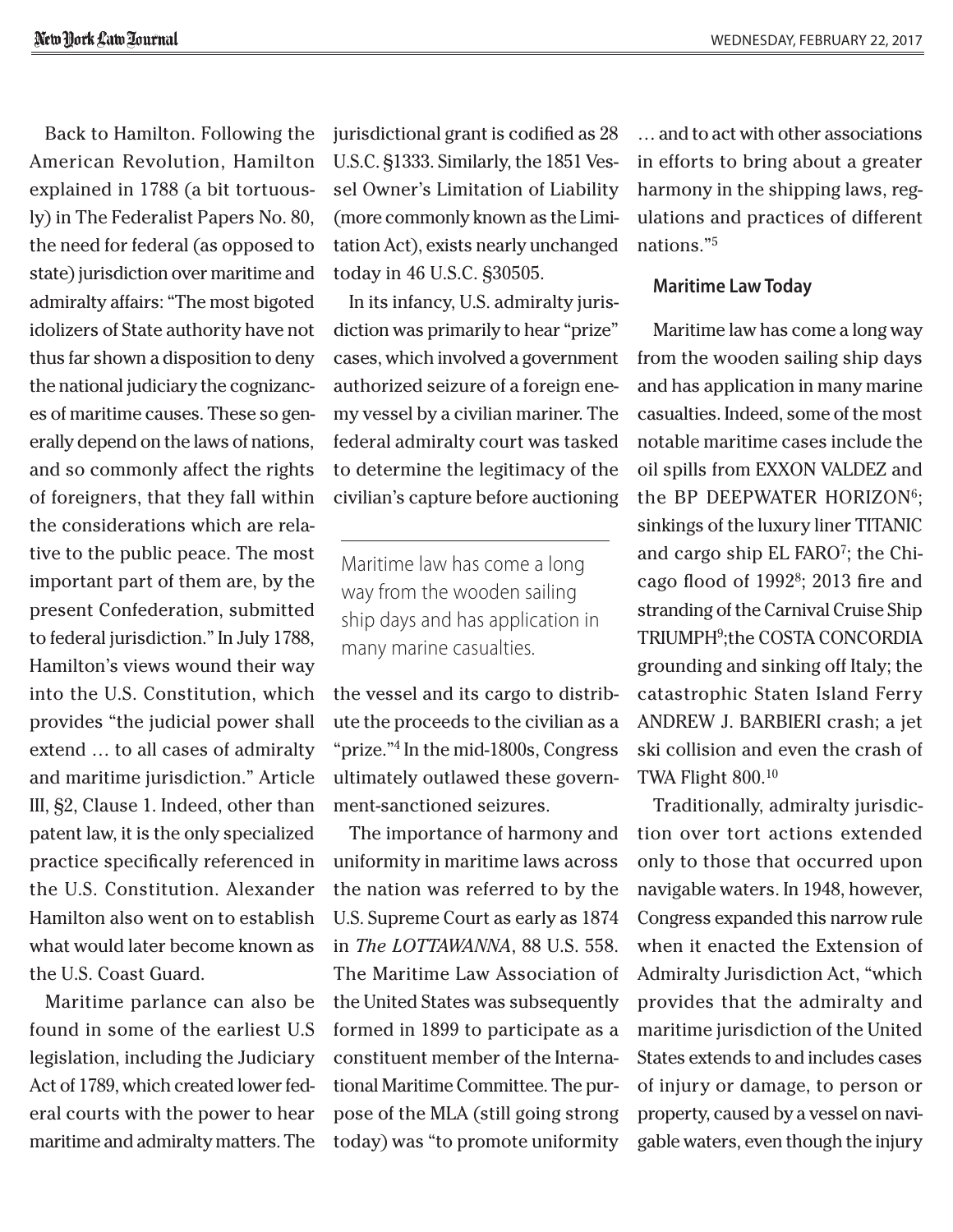Back to Hamilton. Following the American Revolution, Hamilton explained in 1788 (a bit tortuously) in The Federalist Papers No. 80, the need for federal (as opposed to state) jurisdiction over maritime and admiralty affairs: "The most bigoted idolizers of State authority have not thus far shown a disposition to deny the national judiciary the cognizances of maritime causes. These so generally depend on the laws of nations, and so commonly affect the rights of foreigners, that they fall within the considerations which are relative to the public peace. The most important part of them are, by the present Confederation, submitted to federal jurisdiction." In July 1788, Hamilton's views wound their way into the U.S. Constitution, which provides "the judicial power shall extend … to all cases of admiralty and maritime jurisdiction." Article III, §2, Clause 1. Indeed, other than patent law, it is the only specialized practice specifically referenced in the U.S. Constitution. Alexander Hamilton also went on to establish what would later become known as the U.S. Coast Guard.

Maritime parlance can also be found in some of the earliest U.S legislation, including the Judiciary Act of 1789, which created lower federal courts with the power to hear maritime and admiralty matters. The jurisdictional grant is codified as 28 U.S.C. §1333. Similarly, the 1851 Vessel Owner's Limitation of Liability (more commonly known as the Limitation Act), exists nearly unchanged today in 46 U.S.C. §30505.

In its infancy, U.S. admiralty jurisdiction was primarily to hear "prize" cases, which involved a government authorized seizure of a foreign enemy vessel by a civilian mariner. The federal admiralty court was tasked to determine the legitimacy of the civilian's capture before auctioning the vessel and its cargo to distribute the proceeds to the civilian as a "prize."[4] In the mid-1800s, Congress ultimately outlawed these government-sanctioned seizures.

> Maritime law has come a long way from the wooden sailing ship days and has application in many marine casualties.

The importance of harmony and uniformity in maritime laws across the nation was referred to by the U.S. Supreme Court as early as 1874 in *The LOTTAWANNA*, 88 U.S. 558. The Maritime Law Association of the United States was subsequently formed in 1899 to participate as a constituent member of the International Maritime Committee. The purpose of the MLA (still going strong today) was "to promote uniformity … and to act with other associations in efforts to bring about a greater harmony in the shipping laws, regulations and practices of different nations."[5]

### Maritime Law Today

Maritime law has come a long way from the wooden sailing ship days and has application in many marine casualties. Indeed, some of the most notable maritime cases include the oil spills from EXXON VALDEZ and the BP DEEPWATER HORIZON[6]; sinkings of the luxury liner TITANIC and cargo ship EL FARO[7]; the Chicago flood of 1992[8]; 2013 fire and stranding of the Carnival Cruise Ship TRIUMPH[9];the COSTA CONCORDIA grounding and sinking off Italy; the catastrophic Staten Island Ferry ANDREW J. BARBIERI crash; a jet ski collision and even the crash of TWA Flight 800.[10]

Traditionally, admiralty jurisdiction over tort actions extended only to those that occurred upon navigable waters. In 1948, however, Congress expanded this narrow rule when it enacted the Extension of Admiralty Jurisdiction Act, "which provides that the admiralty and maritime jurisdiction of the United States extends to and includes cases of injury or damage, to person or property, caused by a vessel on navigable waters, even though the injury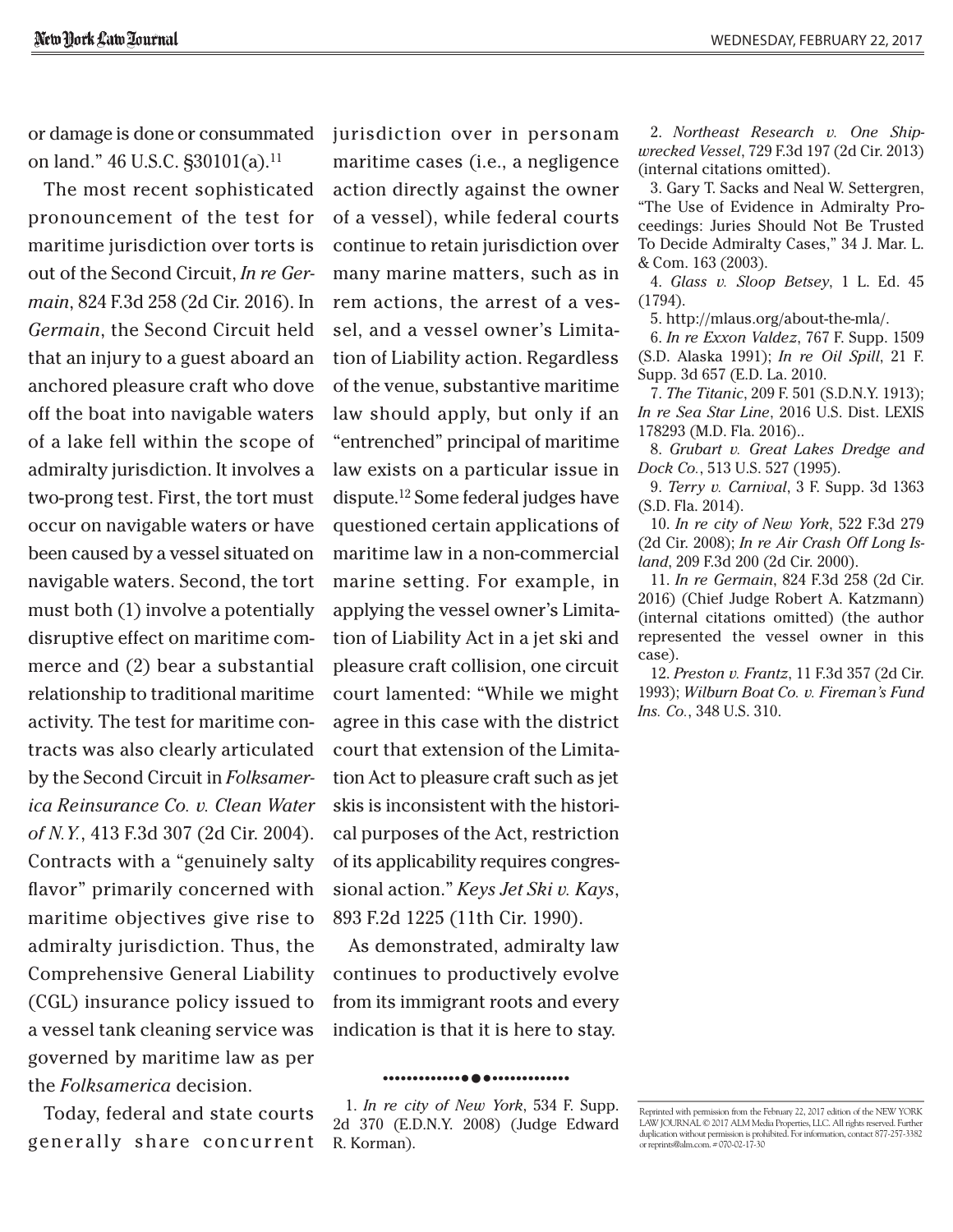or damage is done or consummated on land." 46 U.S.C. §30101(a).[11]

The most recent sophisticated pronouncement of the test for maritime jurisdiction over torts is out of the Second Circuit, *In re Germain*, 824 F.3d 258 (2d Cir. 2016). In *Germain*, the Second Circuit held that an injury to a guest aboard an anchored pleasure craft who dove off the boat into navigable waters of a lake fell within the scope of admiralty jurisdiction. It involves a two-prong test. First, the tort must occur on navigable waters or have been caused by a vessel situated on navigable waters. Second, the tort must both (1) involve a potentially disruptive effect on maritime commerce and (2) bear a substantial relationship to traditional maritime activity. The test for maritime contracts was also clearly articulated by the Second Circuit in *Folksamerica Reinsurance Co. v. Clean Water of N.Y.*, 413 F.3d 307 (2d Cir. 2004). Contracts with a "genuinely salty flavor" primarily concerned with maritime objectives give rise to admiralty jurisdiction. Thus, the Comprehensive General Liability (CGL) insurance policy issued to a vessel tank cleaning service was governed by maritime law as per the *Folksamerica* decision.

Today, federal and state courts generally share concurrent jurisdiction over in personam maritime cases (i.e., a negligence action directly against the owner of a vessel), while federal courts continue to retain jurisdiction over many marine matters, such as in rem actions, the arrest of a vessel, and a vessel owner's Limitation of Liability action. Regardless of the venue, substantive maritime law should apply, but only if an "entrenched" principal of maritime law exists on a particular issue in dispute.[12] Some federal judges have questioned certain applications of maritime law in a non-commercial marine setting. For example, in applying the vessel owner's Limitation of Liability Act in a jet ski and pleasure craft collision, one circuit court lamented: "While we might agree in this case with the district court that extension of the Limitation Act to pleasure craft such as jet skis is inconsistent with the historical purposes of the Act, restriction of its applicability requires congressional action." *Keys Jet Ski v. Kays*, 893 F.2d 1225 (11th Cir. 1990).

As demonstrated, admiralty law continues to productively evolve from its immigrant roots and every indication is that it is here to stay.

---

1. *In re city of New York*, 534 F. Supp. 2d 370 (E.D.N.Y. 2008) (Judge Edward R. Korman).

2. *Northeast Research v. One Shipwrecked Vessel*, 729 F.3d 197 (2d Cir. 2013) (internal citations omitted).

3. Gary T. Sacks and Neal W. Settergren, "The Use of Evidence in Admiralty Proceedings: Juries Should Not Be Trusted To Decide Admiralty Cases," 34 J. Mar. L. & Com. 163 (2003).

4. *Glass v. Sloop Betsey*, 1 L. Ed. 45 (1794).

5. http://mlaus.org/about-the-mla/.

6. *In re Exxon Valdez*, 767 F. Supp. 1509 (S.D. Alaska 1991); *In re Oil Spill*, 21 F. Supp. 3d 657 (E.D. La. 2010).

7. *The Titanic*, 209 F. 501 (S.D.N.Y. 1913); *In re Sea Star Line*, 2016 U.S. Dist. LEXIS 178293 (M.D. Fla. 2016)..

8. *Grubart v. Great Lakes Dredge and Dock Co.*, 513 U.S. 527 (1995).

9. *Terry v. Carnival*, 3 F. Supp. 3d 1363 (S.D. Fla. 2014).

10. *In re city of New York*, 522 F.3d 279 (2d Cir. 2008); *In re Air Crash Off Long Island*, 209 F.3d 200 (2d Cir. 2000).

11. *In re Germain*, 824 F.3d 258 (2d Cir. 2016) (Chief Judge Robert A. Katzmann) (internal citations omitted) (the author represented the vessel owner in this case).

12. *Preston v. Frantz*, 11 F.3d 357 (2d Cir. 1993); *Wilburn Boat Co. v. Fireman's Fund Ins. Co.*, 348 U.S. 310.

Reprinted with permission from the February 22, 2017 edition of the NEW YORK LAW JOURNAL © 2017 ALM Media Properties, LLC. All rights reserved. Further duplication without permission is prohibited. For information, contact 877-257-3382 or reprints@alm.com. # 070-02-17-30